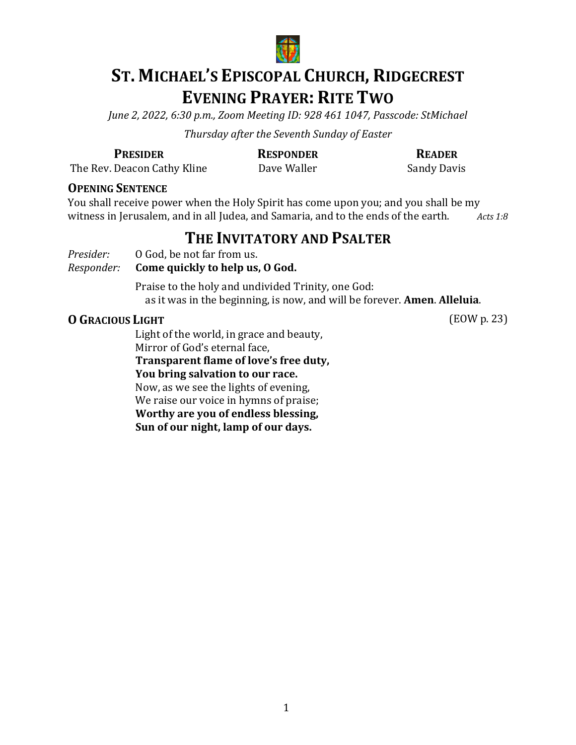# ST. MICHAEL'S EPISCOPAL CHURCH, RIDGECREST
# EVENING PRAYER: RITE TWO

*June 2, 2022, 6:30 p.m., Zoom Meeting ID: 928 461 1047, Passcode: StMichael*

*Thursday after the Seventh Sunday of Easter*

| **PRESIDER** | **RESPONDER** | **READER** |
|---|---|---|
| The Rev. Deacon Cathy Kline | Dave Waller | Sandy Davis |

### OPENING SENTENCE

You shall receive power when the Holy Spirit has come upon you; and you shall be my witness in Jerusalem, and in all Judea, and Samaria, and to the ends of the earth. *Acts 1:8*

## THE INVITATORY AND PSALTER

*Presider:* O God, be not far from us.
*Responder:* **Come quickly to help us, O God.**

Praise to the holy and undivided Trinity, one God:
as it was in the beginning, is now, and will be forever. **Amen**. **Alleluia**.

### O GRACIOUS LIGHT

(EOW p. 23)

Light of the world, in grace and beauty,
Mirror of God's eternal face,
**Transparent flame of love's free duty,**
**You bring salvation to our race.**
Now, as we see the lights of evening,
We raise our voice in hymns of praise;
**Worthy are you of endless blessing,**
**Sun of our night, lamp of our days.**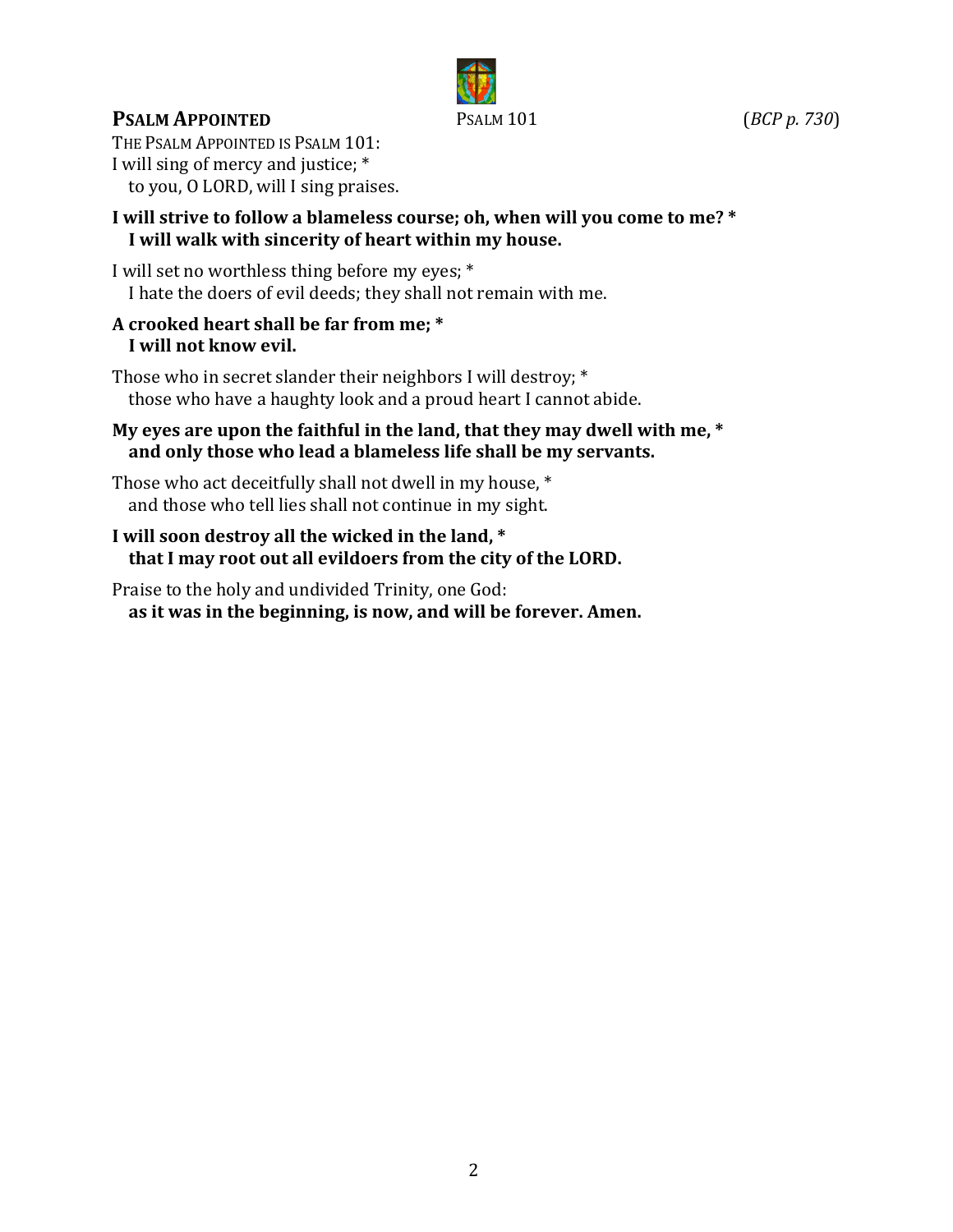## **Psalm Appointed** Psalm 101 (*BCP p. 730*)

The Psalm Appointed is Psalm 101:
I will sing of mercy and justice; *
   to you, O LORD, will I sing praises.

**I will strive to follow a blameless course; oh, when will you come to me? *
   I will walk with sincerity of heart within my house.**

I will set no worthless thing before my eyes; *
   I hate the doers of evil deeds; they shall not remain with me.

**A crooked heart shall be far from me; *
   I will not know evil.**

Those who in secret slander their neighbors I will destroy; *
   those who have a haughty look and a proud heart I cannot abide.

**My eyes are upon the faithful in the land, that they may dwell with me, *
   and only those who lead a blameless life shall be my servants.**

Those who act deceitfully shall not dwell in my house, *
   and those who tell lies shall not continue in my sight.

**I will soon destroy all the wicked in the land, *
   that I may root out all evildoers from the city of the LORD.**

Praise to the holy and undivided Trinity, one God:
   **as it was in the beginning, is now, and will be forever. Amen.**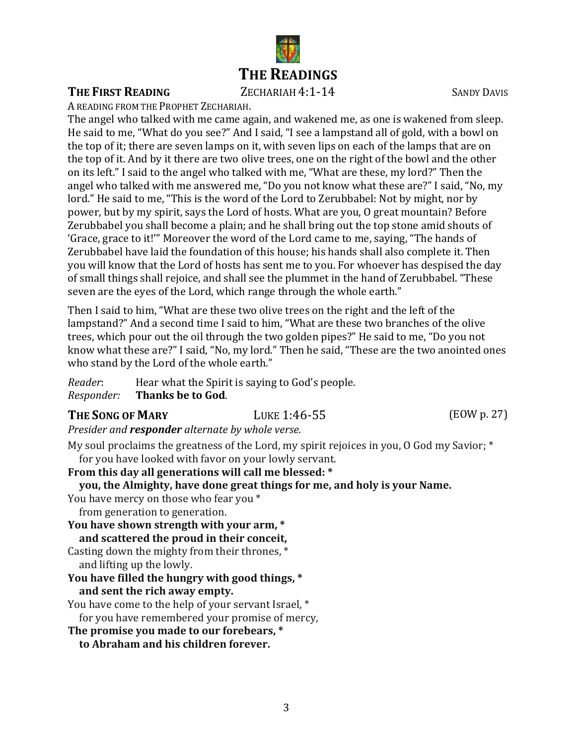# THE READINGS

**THE FIRST READING** ZECHARIAH 4:1-14 SANDY DAVIS

A READING FROM THE PROPHET ZECHARIAH.

The angel who talked with me came again, and wakened me, as one is wakened from sleep. He said to me, "What do you see?" And I said, "I see a lampstand all of gold, with a bowl on the top of it; there are seven lamps on it, with seven lips on each of the lamps that are on the top of it. And by it there are two olive trees, one on the right of the bowl and the other on its left." I said to the angel who talked with me, "What are these, my lord?" Then the angel who talked with me answered me, "Do you not know what these are?" I said, "No, my lord." He said to me, "This is the word of the Lord to Zerubbabel: Not by might, nor by power, but by my spirit, says the Lord of hosts. What are you, O great mountain? Before Zerubbabel you shall become a plain; and he shall bring out the top stone amid shouts of 'Grace, grace to it!'" Moreover the word of the Lord came to me, saying, "The hands of Zerubbabel have laid the foundation of this house; his hands shall also complete it. Then you will know that the Lord of hosts has sent me to you. For whoever has despised the day of small things shall rejoice, and shall see the plummet in the hand of Zerubbabel. "These seven are the eyes of the Lord, which range through the whole earth."

Then I said to him, "What are these two olive trees on the right and the left of the lampstand?" And a second time I said to him, "What are these two branches of the olive trees, which pour out the oil through the two golden pipes?" He said to me, "Do you not know what these are?" I said, "No, my lord." Then he said, "These are the two anointed ones who stand by the Lord of the whole earth."

*Reader*: Hear what the Spirit is saying to God's people.
*Responder:* **Thanks be to God**.

**THE SONG OF MARY** LUKE 1:46-55 (EOW p. 27)

*Presider and **responder** alternate by whole verse.*

My soul proclaims the greatness of the Lord, my spirit rejoices in you, O God my Savior; *
for you have looked with favor on your lowly servant.
**From this day all generations will call me blessed: ***
**you, the Almighty, have done great things for me, and holy is your Name.**
You have mercy on those who fear you *
from generation to generation.
**You have shown strength with your arm, ***
**and scattered the proud in their conceit,**
Casting down the mighty from their thrones, *
and lifting up the lowly.
**You have filled the hungry with good things, ***
**and sent the rich away empty.**
You have come to the help of your servant Israel, *
for you have remembered your promise of mercy,
**The promise you made to our forebears, ***
**to Abraham and his children forever.**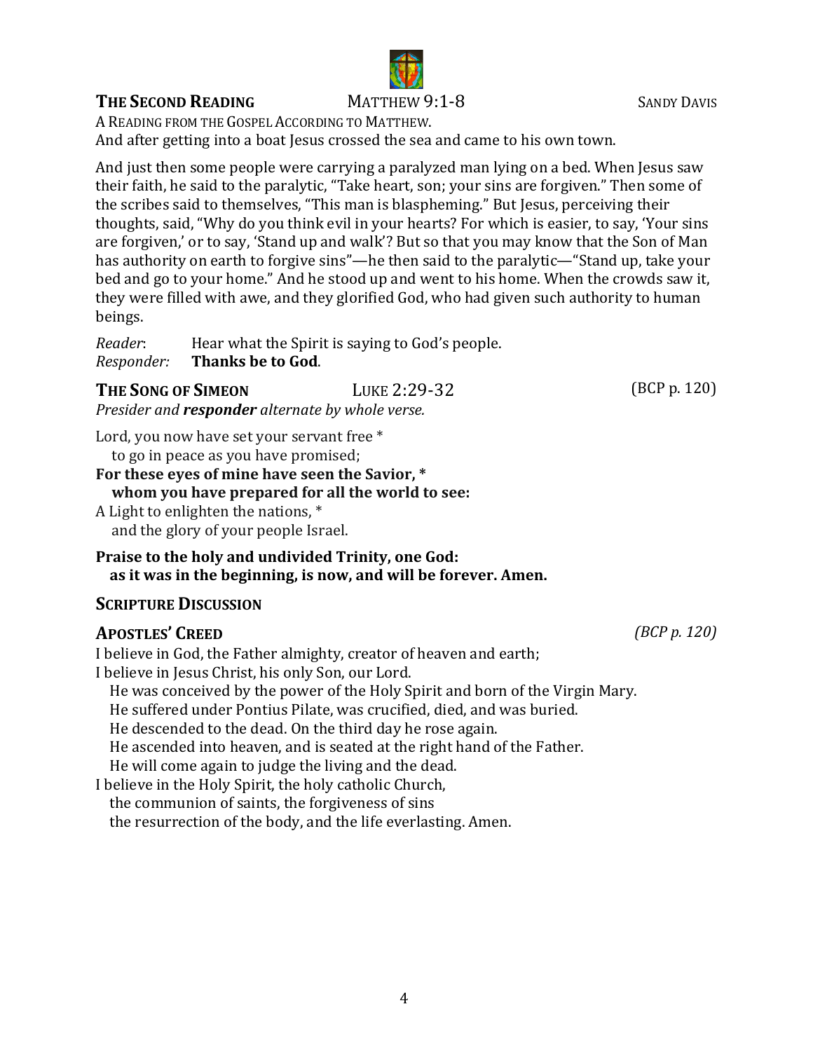## THE SECOND READING — MATTHEW 9:1-8 — SANDY DAVIS

A READING FROM THE GOSPEL ACCORDING TO MATTHEW.
And after getting into a boat Jesus crossed the sea and came to his own town.

And just then some people were carrying a paralyzed man lying on a bed. When Jesus saw their faith, he said to the paralytic, "Take heart, son; your sins are forgiven." Then some of the scribes said to themselves, "This man is blaspheming." But Jesus, perceiving their thoughts, said, "Why do you think evil in your hearts? For which is easier, to say, 'Your sins are forgiven,' or to say, 'Stand up and walk'? But so that you may know that the Son of Man has authority on earth to forgive sins"—he then said to the paralytic—"Stand up, take your bed and go to your home." And he stood up and went to his home. When the crowds saw it, they were filled with awe, and they glorified God, who had given such authority to human beings.

*Reader*: Hear what the Spirit is saying to God's people.
*Responder:* **Thanks be to God**.

## THE SONG OF SIMEON — LUKE 2:29-32 — (BCP p. 120)

*Presider and **responder** alternate by whole verse.*

Lord, you now have set your servant free *
  to go in peace as you have promised;
**For these eyes of mine have seen the Savior, ***
  **whom you have prepared for all the world to see:**
A Light to enlighten the nations, *
  and the glory of your people Israel.

**Praise to the holy and undivided Trinity, one God:**
  **as it was in the beginning, is now, and will be forever. Amen.**

## SCRIPTURE DISCUSSION

## APOSTLES' CREED — *(BCP p. 120)*

I believe in God, the Father almighty, creator of heaven and earth;
I believe in Jesus Christ, his only Son, our Lord.
  He was conceived by the power of the Holy Spirit and born of the Virgin Mary.
  He suffered under Pontius Pilate, was crucified, died, and was buried.
  He descended to the dead. On the third day he rose again.
  He ascended into heaven, and is seated at the right hand of the Father.
  He will come again to judge the living and the dead.
I believe in the Holy Spirit, the holy catholic Church,
  the communion of saints, the forgiveness of sins
  the resurrection of the body, and the life everlasting. Amen.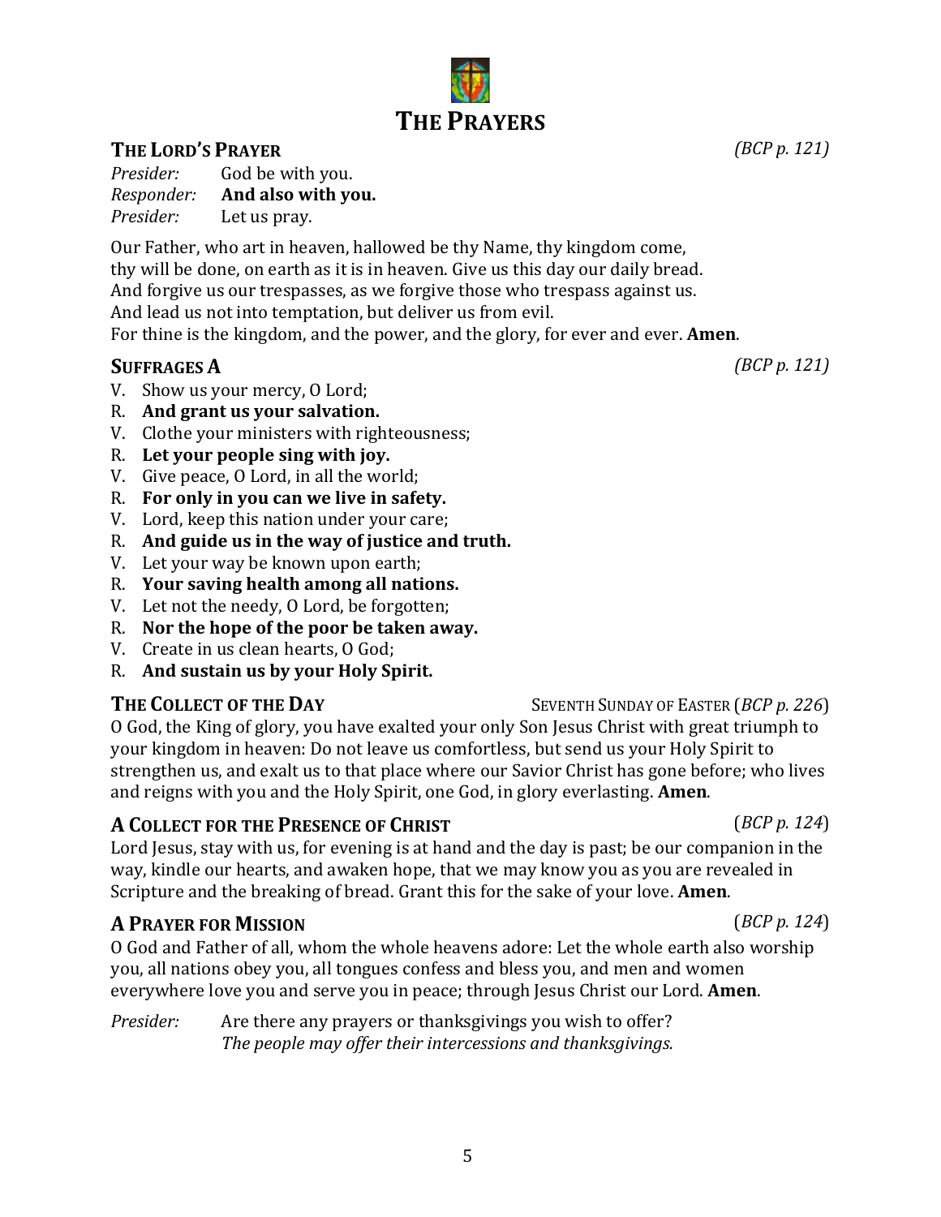# THE PRAYERS

## THE LORD'S PRAYER *(BCP p. 121)*

*Presider:* God be with you.
*Responder:* **And also with you.**
*Presider:* Let us pray.

Our Father, who art in heaven, hallowed be thy Name, thy kingdom come,
thy will be done, on earth as it is in heaven. Give us this day our daily bread.
And forgive us our trespasses, as we forgive those who trespass against us.
And lead us not into temptation, but deliver us from evil.
For thine is the kingdom, and the power, and the glory, for ever and ever. **Amen**.

## SUFFRAGES A *(BCP p. 121)*

V. Show us your mercy, O Lord;
R. **And grant us your salvation.**
V. Clothe your ministers with righteousness;
R. **Let your people sing with joy.**
V. Give peace, O Lord, in all the world;
R. **For only in you can we live in safety.**
V. Lord, keep this nation under your care;
R. **And guide us in the way of justice and truth.**
V. Let your way be known upon earth;
R. **Your saving health among all nations.**
V. Let not the needy, O Lord, be forgotten;
R. **Nor the hope of the poor be taken away.**
V. Create in us clean hearts, O God;
R. **And sustain us by your Holy Spirit.**

## THE COLLECT OF THE DAY — SEVENTH SUNDAY OF EASTER (*BCP p. 226*)

O God, the King of glory, you have exalted your only Son Jesus Christ with great triumph to your kingdom in heaven: Do not leave us comfortless, but send us your Holy Spirit to strengthen us, and exalt us to that place where our Savior Christ has gone before; who lives and reigns with you and the Holy Spirit, one God, in glory everlasting. **Amen**.

## A COLLECT FOR THE PRESENCE OF CHRIST (*BCP p. 124*)

Lord Jesus, stay with us, for evening is at hand and the day is past; be our companion in the way, kindle our hearts, and awaken hope, that we may know you as you are revealed in Scripture and the breaking of bread. Grant this for the sake of your love. **Amen**.

## A PRAYER FOR MISSION (*BCP p. 124*)

O God and Father of all, whom the whole heavens adore: Let the whole earth also worship you, all nations obey you, all tongues confess and bless you, and men and women everywhere love you and serve you in peace; through Jesus Christ our Lord. **Amen**.

*Presider:* Are there any prayers or thanksgivings you wish to offer?
*The people may offer their intercessions and thanksgivings.*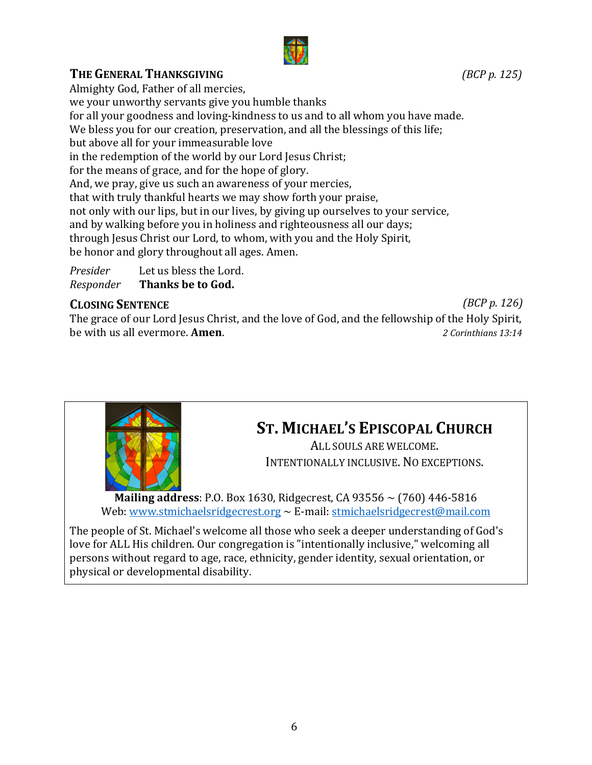### THE GENERAL THANKSGIVING *(BCP p. 125)*

Almighty God, Father of all mercies,
we your unworthy servants give you humble thanks
for all your goodness and loving-kindness to us and to all whom you have made.
We bless you for our creation, preservation, and all the blessings of this life;
but above all for your immeasurable love
in the redemption of the world by our Lord Jesus Christ;
for the means of grace, and for the hope of glory.
And, we pray, give us such an awareness of your mercies,
that with truly thankful hearts we may show forth your praise,
not only with our lips, but in our lives, by giving up ourselves to your service,
and by walking before you in holiness and righteousness all our days;
through Jesus Christ our Lord, to whom, with you and the Holy Spirit,
be honor and glory throughout all ages. Amen.

*Presider* Let us bless the Lord.
*Responder* **Thanks be to God.**

### CLOSING SENTENCE *(BCP p. 126)*

The grace of our Lord Jesus Christ, and the love of God, and the fellowship of the Holy Spirit, be with us all evermore. **Amen**. *2 Corinthians 13:14*

## ST. MICHAEL'S EPISCOPAL CHURCH

ALL SOULS ARE WELCOME.
INTENTIONALLY INCLUSIVE. NO EXCEPTIONS.

**Mailing address**: P.O. Box 1630, Ridgecrest, CA 93556 ~ (760) 446-5816
Web: www.stmichaelsridgecrest.org ~ E-mail: stmichaelsridgecrest@mail.com

The people of St. Michael's welcome all those who seek a deeper understanding of God's love for ALL His children. Our congregation is "intentionally inclusive," welcoming all persons without regard to age, race, ethnicity, gender identity, sexual orientation, or physical or developmental disability.